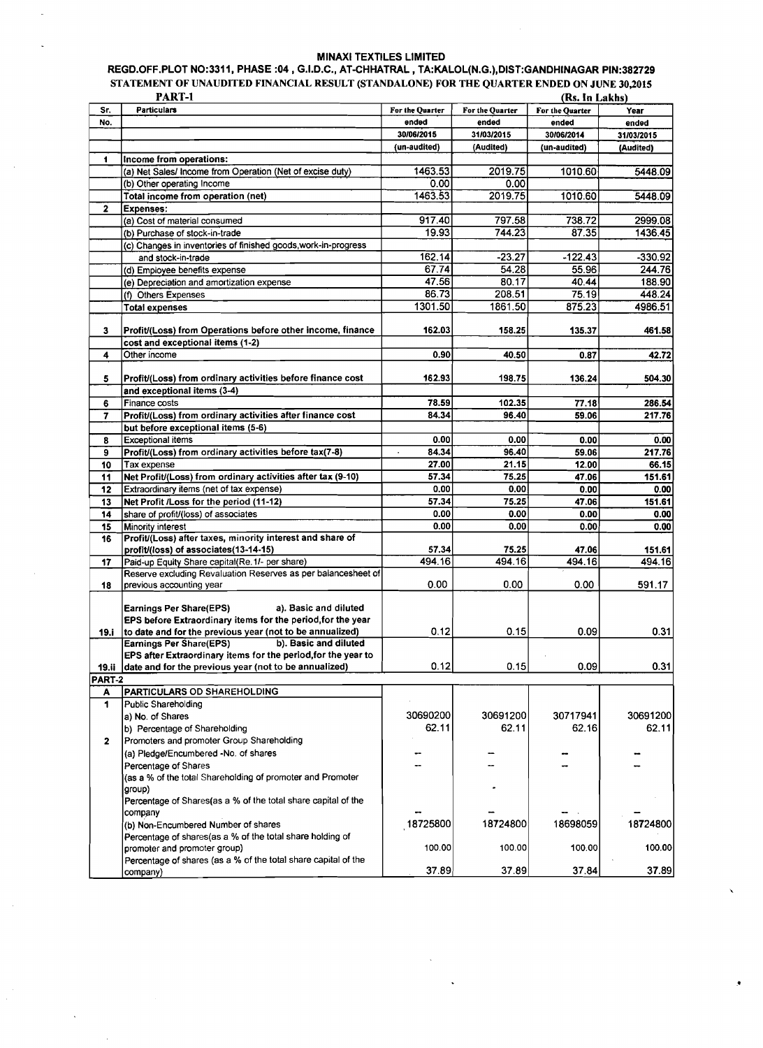# MINAXI TEXTILES LIMITED

**REGD.OFF.PLOT NO:3311, PHASE :04 , G.I.D.C., AT-CHHATRAL , TA:KALOL(N.G.),DIST:GANDHINAGAR PIN:382729**

**STATEMENT OF UNAUDITED FINANCIAL RESULT (STANDALONE) FOR THE QUARTER ENDED ON JUNE 30,2015**

**PART-1** **(Rs. In Lakhs)**

| Sr. No. | Particulars | For the Quarter ended 30/06/2015 (un-audited) | For the Quarter ended 31/03/2015 (Audited) | For the Quarter ended 30/06/2014 (un-audited) | Year ended 31/03/2015 (Audited) |
|---|---|---|---|---|---|
| 1 | **Income from operations:** | | | | |
| | (a) Net Sales/ Income from Operation (Net of excise duty) | 1463.53 | 2019.75 | 1010.60 | 5448.09 |
| | (b) Other operating Income | 0.00 | 0.00 | | |
| | **Total income from operation (net)** | 1463.53 | 2019.75 | 1010.60 | 5448.09 |
| 2 | **Expenses:** | | | | |
| | (a) Cost of material consumed | 917.40 | 797.58 | 738.72 | 2999.08 |
| | (b) Purchase of stock-in-trade | 19.93 | 744.23 | 87.35 | 1436.45 |
| | (c) Changes in inventories of finished goods,work-in-progress and stock-in-trade | 162.14 | -23.27 | -122.43 | -330.92 |
| | (d) Employee benefits expense | 67.74 | 54.28 | 55.96 | 244.76 |
| | (e) Depreciation and amortization expense | 47.56 | 80.17 | 40.44 | 188.90 |
| | (f) Others Expenses | 86.73 | 208.51 | 75.19 | 448.24 |
| | **Total expenses** | 1301.50 | 1861.50 | 875.23 | 4986.51 |
| 3 | **Profit/(Loss) from Operations before other income, finance cost and exceptional items (1-2)** | **162.03** | **158.25** | **135.37** | **461.58** |
| 4 | Other income | **0.90** | **40.50** | **0.87** | **42.72** |
| 5 | **Profit/(Loss) from ordinary activities before finance cost and exceptional items (3-4)** | **162.93** | **198.75** | **136.24** | **504.30** |
| 6 | Finance costs | **78.59** | **102.35** | **77.18** | **286.54** |
| 7 | **Profit/(Loss) from ordinary activities after finance cost but before exceptional items (5-6)** | **84.34** | **96.40** | **59.06** | **217.76** |
| 8 | Exceptional items | **0.00** | **0.00** | **0.00** | **0.00** |
| 9 | **Profit/(Loss) from ordinary activities before tax(7-8)** | **84.34** | **96.40** | **59.06** | **217.76** |
| 10 | Tax expense | **27.00** | **21.15** | **12.00** | **66.15** |
| 11 | **Net Profit/(Loss) from ordinary activities after tax (9-10)** | **57.34** | **75.25** | **47.06** | **151.61** |
| 12 | Extraordinary items (net of tax expense) | **0.00** | **0.00** | **0.00** | **0.00** |
| 13 | **Net Profit /Loss for the period (11-12)** | **57.34** | **75.25** | **47.06** | **151.61** |
| 14 | share of profit/(loss) of associates | **0.00** | **0.00** | **0.00** | **0.00** |
| 15 | Minority interest | **0.00** | **0.00** | **0.00** | **0.00** |
| 16 | **Profit/(Loss) after taxes, minority interest and share of profit/(loss) of associates(13-14-15)** | **57.34** | **75.25** | **47.06** | **151.61** |
| 17 | Paid-up Equity Share capital(Re.1/- per share) | 494.16 | 494.16 | 494.16 | 494.16 |
| 18 | Reserve excluding Revaluation Reserves as per balancesheet of previous accounting year | 0.00 | 0.00 | 0.00 | 591.17 |
| 19.i | **Earnings Per Share(EPS) a). Basic and diluted EPS before Extraordinary items for the period,for the year to date and for the previous year (not to be annualized)** | 0.12 | 0.15 | 0.09 | 0.31 |
| 19.ii | **Earnings Per Share(EPS) b). Basic and diluted EPS after Extraordinary items for the period,for the year to date and for the previous year (not to be annualized)** | 0.12 | 0.15 | 0.09 | 0.31 |
| **PART-2** | | | | | |
| A | **PARTICULARS OD SHAREHOLDING** | | | | |
| 1 | Public Shareholding | | | | |
| | a) No. of Shares | 30690200 | 30691200 | 30717941 | 30691200 |
| | b) Percentage of Shareholding | 62.11 | 62.11 | 62.16 | 62.11 |
| 2 | Promoters and promoter Group Shareholding | | | | |
| | (a) Pledge/Encumbered -No. of shares | -- | -- | -- | -- |
| | Percentage of Shares (as a % of the total Shareholding of promoter and Promoter group) | -- | -- | -- | -- |
| | Percentage of Shares(as a % of the total share capital of the company | -- | -- | -- | -- |
| | (b) Non-Encumbered Number of shares | 18725800 | 18724800 | 18698059 | 18724800 |
| | Percentage of shares(as a % of the total share holding of promoter and promoter group) | 100.00 | 100.00 | 100.00 | 100.00 |
| | Percentage of shares (as a % of the total share capital of the company) | 37.89 | 37.89 | 37.84 | 37.89 |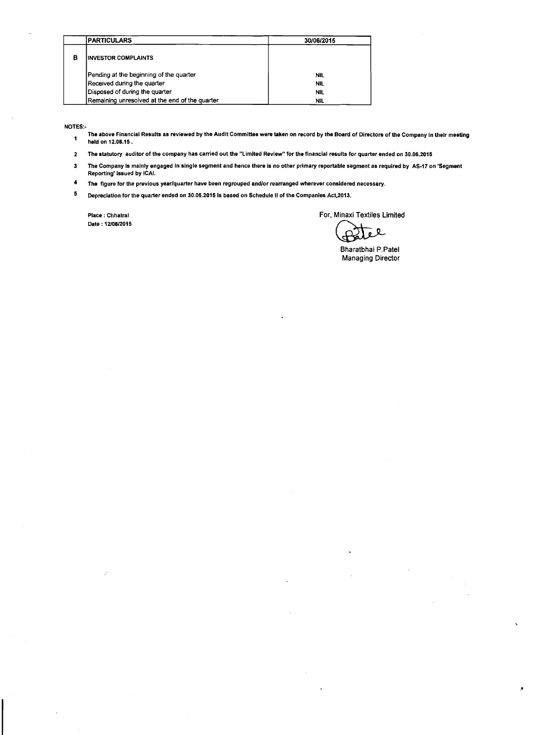| | PARTICULARS | 30/06/2015 |
|---|---|---|
| B | INVESTOR COMPLAINTS | |
| | Pending at the beginning of the quarter | NIL |
| | Received during the quarter | NIL |
| | Disposed of during the quarter | NIL |
| | Remaining unresolved at the end of the quarter | NIL |

**NOTES:-**

1. **The above Financial Results as reviewed by the Audit Committee were taken on record by the Board of Directors of the Company in their meeting held on 12.08.15 .**
2. **The statutory auditor of the company has carried out the "Limited Review" for the financial results for quarter ended on 30.06.2015**
3. **The Company is mainly engaged in single segment and hence there is no other primary reportable segment as required by AS-17 on 'Segment Reporting' issued by ICAI.**
4. **The figure for the previous year/quarter have been regrouped and/or rearranged wherever considered necessary.**
5. **Depreciation for the quarter ended on 30.06.2015 is based on Schedule II of the Companies Act,2013.**

**Place : Chhatral**
**Date : 12/08/2015**

For, Minaxi Textiles Limited

Bharatbhai P.Patel
Managing Director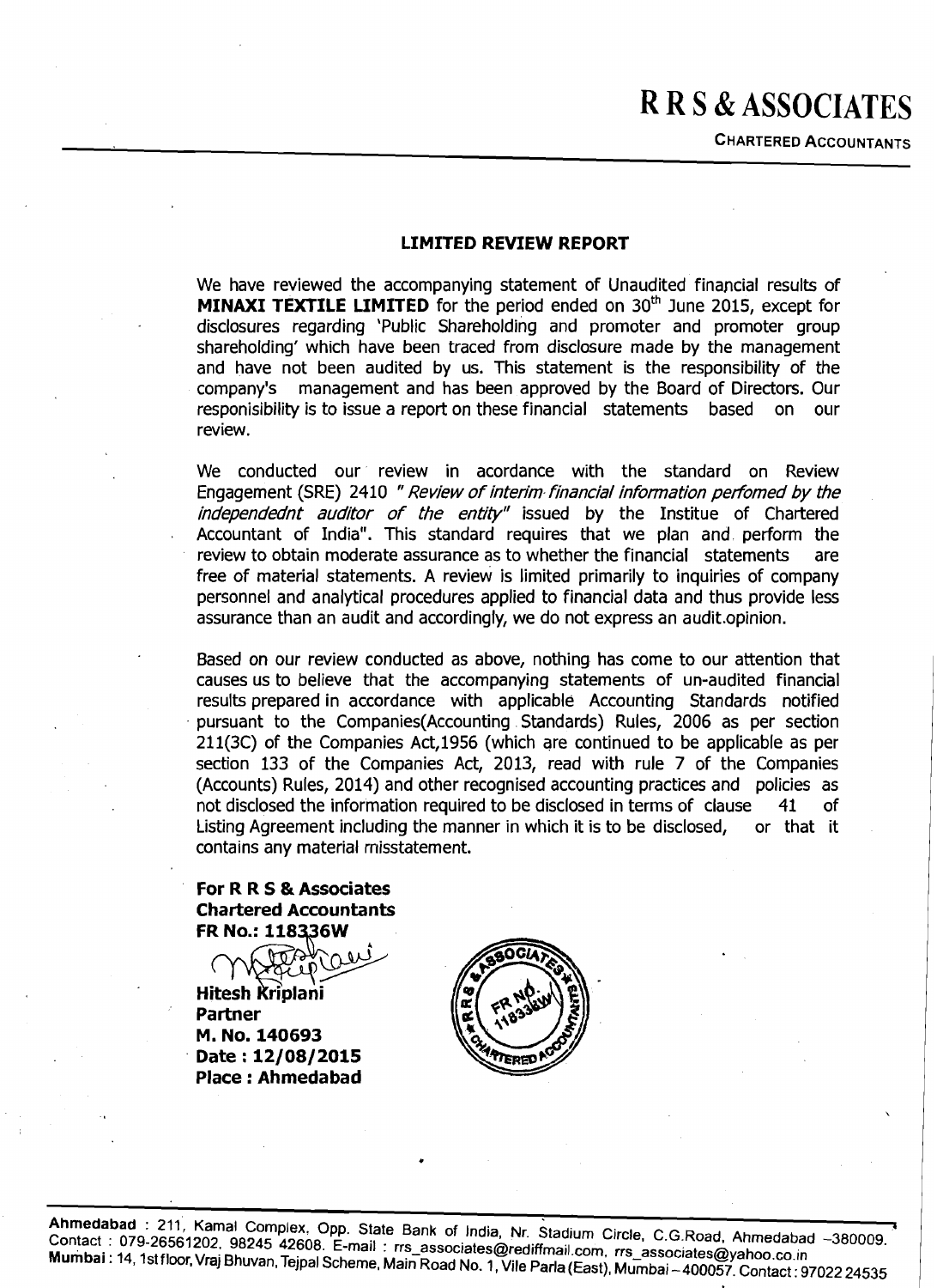# R R S & ASSOCIATES

CHARTERED ACCOUNTANTS

## LIMITED REVIEW REPORT

We have reviewed the accompanying statement of Unaudited financial results of **MINAXI TEXTILE LIMITED** for the period ended on 30th June 2015, except for disclosures regarding 'Public Shareholding and promoter and promoter group shareholding' which have been traced from disclosure made by the management and have not been audited by us. This statement is the responsibility of the company's management and has been approved by the Board of Directors. Our responisibility is to issue a report on these financial statements based on our review.

We conducted our review in acordance with the standard on Review Engagement (SRE) 2410 *" Review of interim financial information perfomed by the independednt auditor of the entity"* issued by the Institue of Chartered Accountant of India". This standard requires that we plan and perform the review to obtain moderate assurance as to whether the financial statements are free of material statements. A review is limited primarily to inquiries of company personnel and analytical procedures applied to financial data and thus provide less assurance than an audit and accordingly, we do not express an audit.opinion.

Based on our review conducted as above, nothing has come to our attention that causes us to believe that the accompanying statements of un-audited financial results prepared in accordance with applicable Accounting Standards notified pursuant to the Companies(Accounting Standards) Rules, 2006 as per section 211(3C) of the Companies Act,1956 (which are continued to be applicable as per section 133 of the Companies Act, 2013, read with rule 7 of the Companies (Accounts) Rules, 2014) and other recognised accounting practices and policies as not disclosed the information required to be disclosed in terms of clause 41 of Listing Agreement including the manner in which it is to be disclosed, or that it contains any material misstatement.

**For R R S & Associates**
**Chartered Accountants**
**FR No.: 118336W**

**Hitesh Kriplani**
**Partner**
**M. No. 140693**
**Date : 12/08/2015**
**Place : Ahmedabad**

Ahmedabad : 211, Kamal Complex, Opp. State Bank of India, Nr. Stadium Circle, C.G.Road, Ahmedabad -380009.
Contact : 079-26561202, 98245 42608. E-mail : rrs_associates@rediffmail.com, rrs_associates@yahoo.co.in
Mumbai : 14, 1st floor, Vraj Bhuvan, Tejpal Scheme, Main Road No. 1, Vile Parla (East), Mumbai – 400057. Contact : 97022 24535